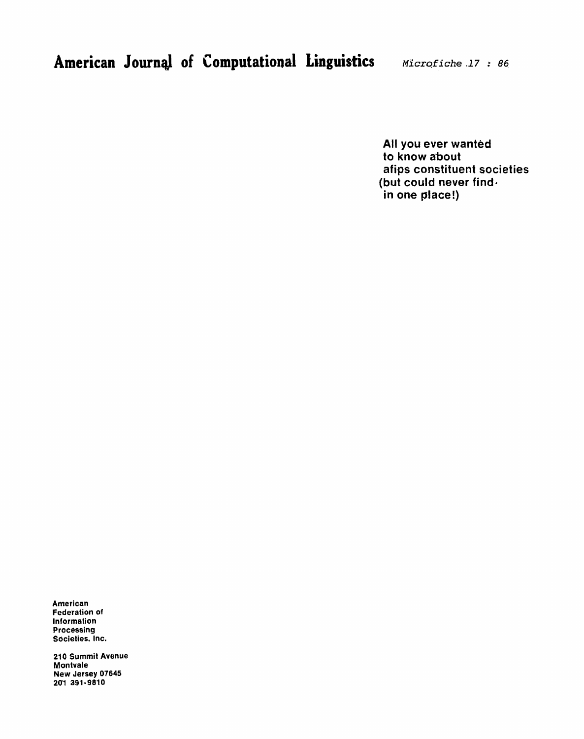American Journal of Computational Linguistics *Microfiche 17 : 86*

**All you ever wanted
to know about
afips constituent societies
(but could never find
in one place!)**

**American
Federation of
Information
Processing
Societies, Inc.**

**210 Summit Avenue
Montvale
New Jersey 07645
201 391-9810**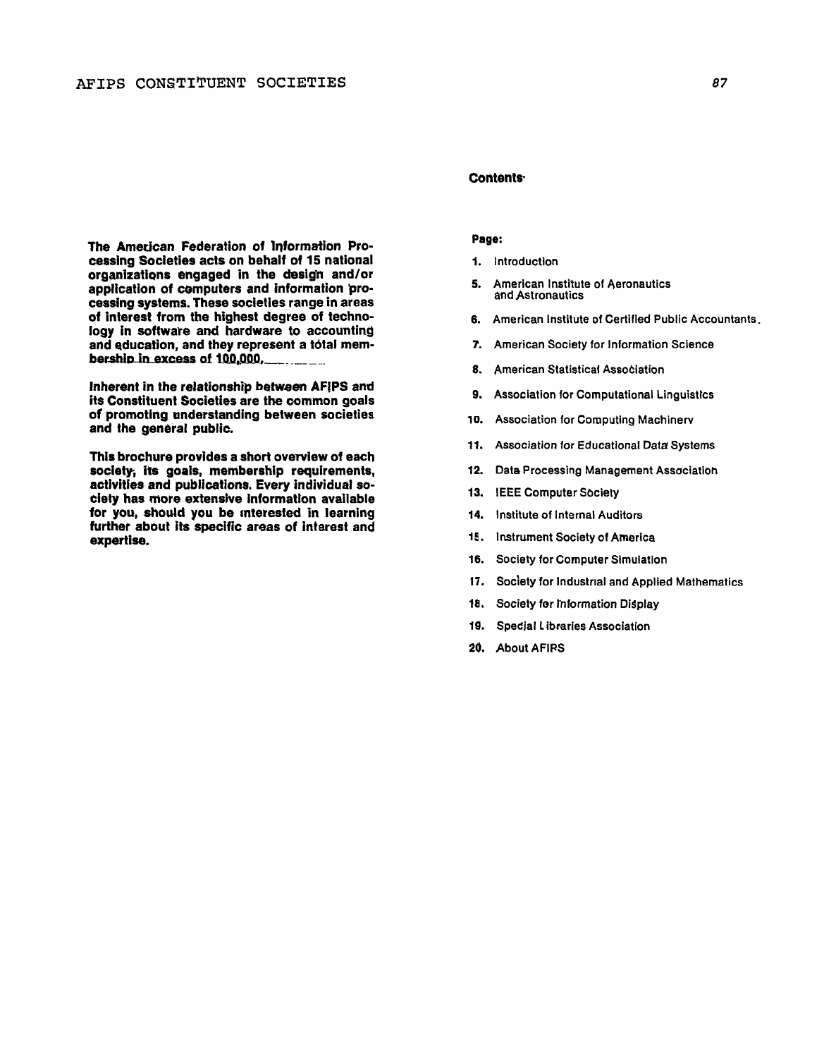**The American Federation of Information Processing Societies acts on behalf of 15 national organizations engaged in the design and/or application of computers and information processing systems. These societies range in areas of interest from the highest degree of technology in software and hardware to accounting and education, and they represent a total membership in excess of 100,000.**

**Inherent in the relationship between AFIPS and its Constituent Societies are the common goals of promoting understanding between societies and the general public.**

**This brochure provides a short overview of each society, its goals, membership requirements, activities and publications. Every individual society has more extensive information available for you, should you be interested in learning further about its specific areas of interest and expertise.**

## Contents

**Page:**

1. Introduction
5. American Institute of Aeronautics and Astronautics
6. American Institute of Certified Public Accountants.
7. American Society for Information Science
8. American Statistical Association
9. Association for Computational Linguistics
10. Association for Computing Machinery
11. Association for Educational Data Systems
12. Data Processing Management Association
13. IEEE Computer Society
14. Institute of Internal Auditors
15. Instrument Society of America
16. Society for Computer Simulation
17. Society for Industrial and Applied Mathematics
18. Society for Information Display
19. Special Libraries Association
20. About AFIPS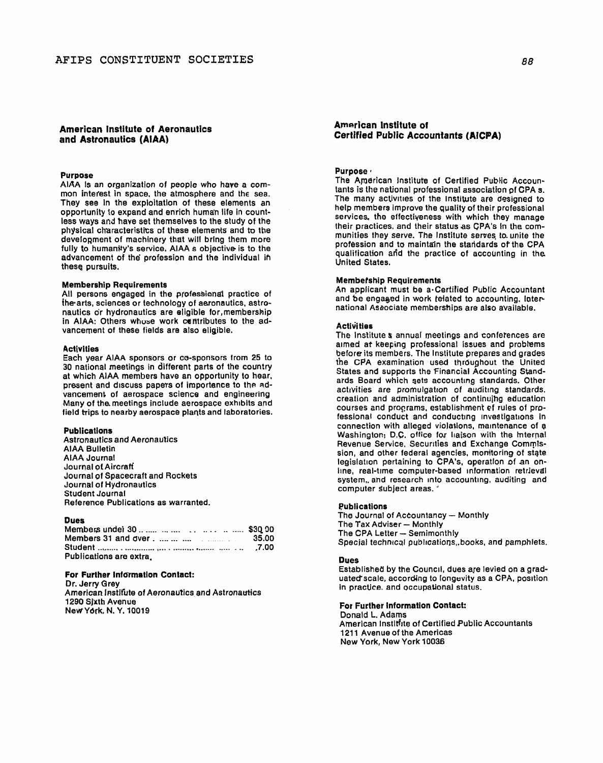## American Institute of Aeronautics and Astronautics (AIAA)

### Purpose

AIAA is an organization of people who have a common interest in space, the atmosphere and the sea. They see in the exploitation of these elements an opportunity to expand and enrich human life in countless ways and have set themselves to the study of the physical characteristics of these elements and to the development of machinery that will bring them more fully to humanity's service. AIAA's objective is to the advancement of the profession and the individual in these pursuits.

### Membership Requirements

All persons engaged in the professional practice of the arts, sciences or technology of aeronautics, astronautics or hydronautics are eligible for membership in AIAA: Others whose work contributes to the advancement of these fields are also eligible.

### Activities

Each year AIAA sponsors or co-sponsors from 25 to 30 national meetings in different parts of the country at which AIAA members have an opportunity to hear, present and discuss papers of importance to the advancement of aerospace science and engineering. Many of the meetings include aerospace exhibits and field trips to nearby aerospace plants and laboratories.

### Publications

Astronautics and Aeronautics
AIAA Bulletin
AIAA Journal
Journal of Aircraft
Journal of Spacecraft and Rockets
Journal of Hydronautics
Student Journal
Reference Publications as warranted.

### Dues

| | |
|---|---|
| Members under 30 | $30.00 |
| Members 31 and over | 35.00 |
| Student | 7.00 |

Publications are extra.

### For Further Information Contact:

Dr. Jerry Grey
American Institute of Aeronautics and Astronautics
1290 Sixth Avenue
New York, N. Y. 10019

## American Institute of Certified Public Accountants (AICPA)

### Purpose

The American Institute of Certified Public Accountants is the national professional association of CPA's. The many activities of the Institute are designed to help members improve the quality of their professional services, the effectiveness with which they manage their practices, and their status as CPA's in the communities they serve. The Institute serves to unite the profession and to maintain the standards of the CPA qualification and the practice of accounting in the United States.

### Membership Requirements

An applicant must be a Certified Public Accountant and be engaged in work related to accounting. International Associate memberships are also available.

### Activities

The Institute's annual meetings and conferences are aimed at keeping professional issues and problems before its members. The Institute prepares and grades the CPA examination used throughout the United States and supports the Financial Accounting Standards Board which sets accounting standards. Other activities are promulgation of auditing standards, creation and administration of continuing education courses and programs, establishment of rules of professional conduct and conducting investigations in connection with alleged violations, maintenance of a Washington, D.C. office for liaison with the Internal Revenue Service, Securities and Exchange Commission, and other federal agencies, monitoring of state legislation pertaining to CPA's, operation of an on-line, real-time computer-based information retrieval system, and research into accounting, auditing and computer subject areas.

### Publications

The Journal of Accountancy — Monthly
The Tax Adviser — Monthly
The CPA Letter — Semimonthly
Special technical publications, books, and pamphlets.

### Dues

Established by the Council, dues are levied on a graduated scale, according to longevity as a CPA, position in practice, and occupational status.

### For Further Information Contact:

Donald L. Adams
American Institute of Certified Public Accountants
1211 Avenue of the Americas
New York, New York 10036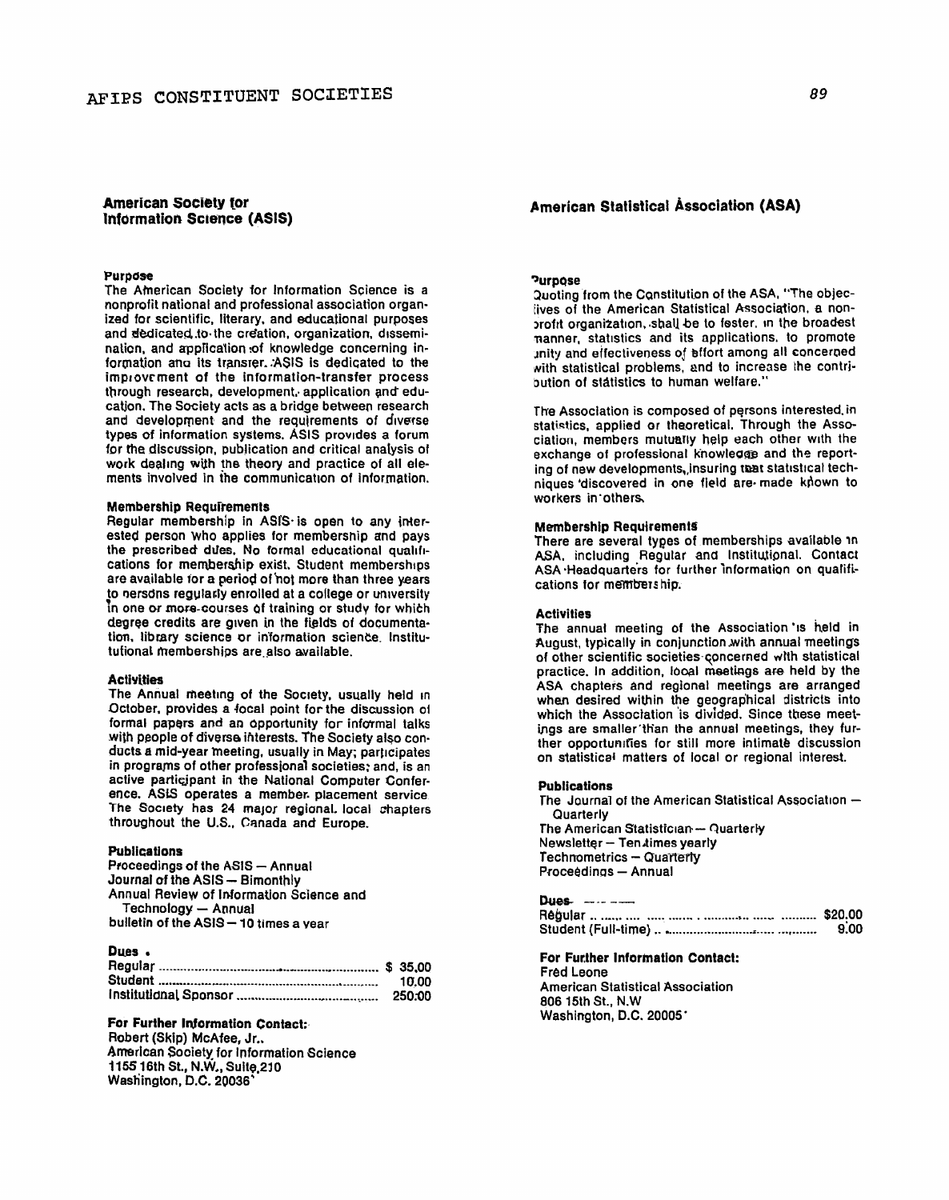## American Society for Information Science (ASIS)

### Purpose

The American Society for Information Science is a nonprofit national and professional association organized for scientific, literary, and educational purposes and dedicated to the creation, organization, dissemination, and application of knowledge concerning information and its transfer. ASIS is dedicated to the improvement of the information-transfer process through research, development, application and education. The Society acts as a bridge between research and development and the requirements of diverse types of information systems. ASIS provides a forum for the discussion, publication and critical analysis of work dealing with the theory and practice of all elements involved in the communication of information.

### Membership Requirements

Regular membership in ASIS is open to any interested person who applies for membership and pays the prescribed dues. No formal educational qualifications for membership exist. Student memberships are available for a period of not more than three years to persons regularly enrolled at a college or university in one or more courses of training or study for which degree credits are given in the fields of documentation, library science or information science. Institutional memberships are also available.

### Activities

The Annual meeting of the Society, usually held in October, provides a focal point for the discussion of formal papers and an opportunity for informal talks with people of diverse interests. The Society also conducts a mid-year meeting, usually in May; participates in programs of other professional societies; and, is an active participant in the National Computer Conference. ASIS operates a member placement service. The Society has 24 major regional, local chapters throughout the U.S., Canada and Europe.

### Publications

Proceedings of the ASIS — Annual
Journal of the ASIS — Bimonthly
Annual Review of Information Science and Technology — Annual
bulletin of the ASIS — 10 times a year

### Dues

| | |
|---|---|
| Regular | $ 35.00 |
| Student | 10.00 |
| Institutional Sponsor | 250.00 |

### For Further Information Contact:

Robert (Skip) McAfee, Jr.
American Society for Information Science
1155 16th St., N.W., Suite 210
Washington, D.C. 20036

## American Statistical Association (ASA)

### Purpose

Quoting from the Constitution of the ASA, "The objectives of the American Statistical Association, a nonprofit organization, shall be to foster, in the broadest manner, statistics and its applications, to promote unity and effectiveness of effort among all concerned with statistical problems, and to increase the contribution of statistics to human welfare."

The Association is composed of persons interested in statistics, applied or theoretical. Through the Association, members mutually help each other with the exchange of professional knowledge and the reporting of new developments, insuring that statistical techniques discovered in one field are made known to workers in others.

### Membership Requirements

There are several types of memberships available in ASA, including Regular and Institutional. Contact ASA Headquarters for further information on qualifications for membership.

### Activities

The annual meeting of the Association is held in August, typically in conjunction with annual meetings of other scientific societies concerned with statistical practice. In addition, local meetings are held by the ASA chapters and regional meetings are arranged when desired within the geographical districts into which the Association is divided. Since these meetings are smaller than the annual meetings, they further opportunities for still more intimate discussion on statistical matters of local or regional interest.

### Publications

The Journal of the American Statistical Association — Quarterly
The American Statistician — Quarterly
Newsletter — Ten times yearly
Technometrics — Quarterly
Proceedings — Annual

### Dues

| | |
|---|---|
| Regular | $20.00 |
| Student (Full-time) | 9.00 |

### For Further Information Contact:

Fred Leone
American Statistical Association
806 15th St., N.W
Washington, D.C. 20005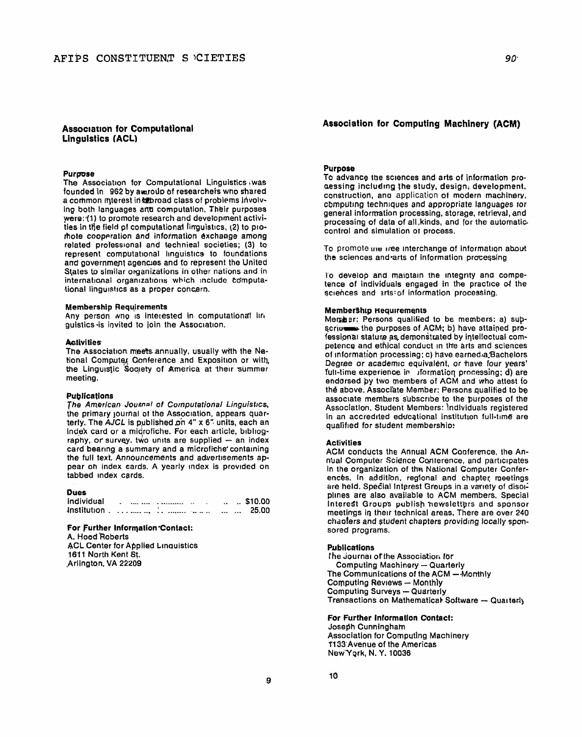## Association for Computational Linguistics (ACL)

### Purpose

The Association for Computational Linguistics was founded in 1962 by a group of researchers who shared a common interest in a broad class of problems involving both languages and computation. Their purposes were: (1) to promote research and development activities in the field of computational linguistics, (2) to promote cooperation and information exchange among related professional and technical societies; (3) to represent computational linguistics to foundations and government agencies and to represent the United States to similar organizations in other nations and in international organizations which include computational linguistics as a proper concern.

### Membership Requirements

Any person who is interested in computational linguistics is invited to join the Association.

### Activities

The Association meets annually, usually with the National Computer Conference and Exposition or with the Linguistic Society of America at their summer meeting.

### Publications

*The American Journal of Computational Linguistics*, the primary journal of the Association, appears quarterly. The *AJCL* is published on 4" x 6" units, each an index card or a microfiche. For each article, bibliography, or survey, two units are supplied — an index card bearing a summary and a microfiche containing the full text. Announcements and advertisements appear on index cards. A yearly index is provided on tabbed index cards.

### Dues

| | |
|---|---|
| Individual | $10.00 |
| Institution | 25.00 |

### For Further Information Contact:

A. Hood Roberts
ACL Center for Applied Linguistics
1611 North Kent St.
Arlington, VA 22209

## Association for Computing Machinery (ACM)

### Purpose

To advance the sciences and arts of information processing including the study, design, development, construction, and application of modern machinery, computing techniques and appropriate languages for general information processing, storage, retrieval, and processing of data of all kinds, and for the automatic control and simulation of process.

To promote the free interchange of information about the sciences and arts of information processing

To develop and maintain the integrity and competence of individuals engaged in the practice of the sciences and arts of information processing.

### Membership Requirements

Member: Persons qualified to be members: a) subscribe the purposes of ACM; b) have attained professional stature as demonstrated by intellectual competence and ethical conduct in the arts and sciences of information processing; c) have earned a Bachelors Degree or academic equivalent, or have four years' full-time experience in information processing; d) are endorsed by two members of ACM and who attest to the above. Associate Member: Persons qualified to be associate members subscribe to the purposes of the Association. Student Members: Individuals registered in an accredited educational institution full-time are qualified for student membership.

### Activities

ACM conducts the Annual ACM Conference, the Annual Computer Science Conference, and participates in the organization of the National Computer Conferences. In addition, regional and chapter meetings are held. Special Interest Groups in a variety of disciplines are also available to ACM members. Special Interest Groups publish newsletters and sponsor meetings in their technical areas. There are over 240 chapters and student chapters providing locally sponsored programs.

### Publications

The Journal of the Association for Computing Machinery — Quarterly
The Communications of the ACM — Monthly
Computing Reviews — Monthly
Computing Surveys — Quarterly
Transactions on Mathematical Software — Quarterly

### For Further Information Contact:

Joseph Cunningham
Association for Computing Machinery
1133 Avenue of the Americas
New York, N. Y. 10036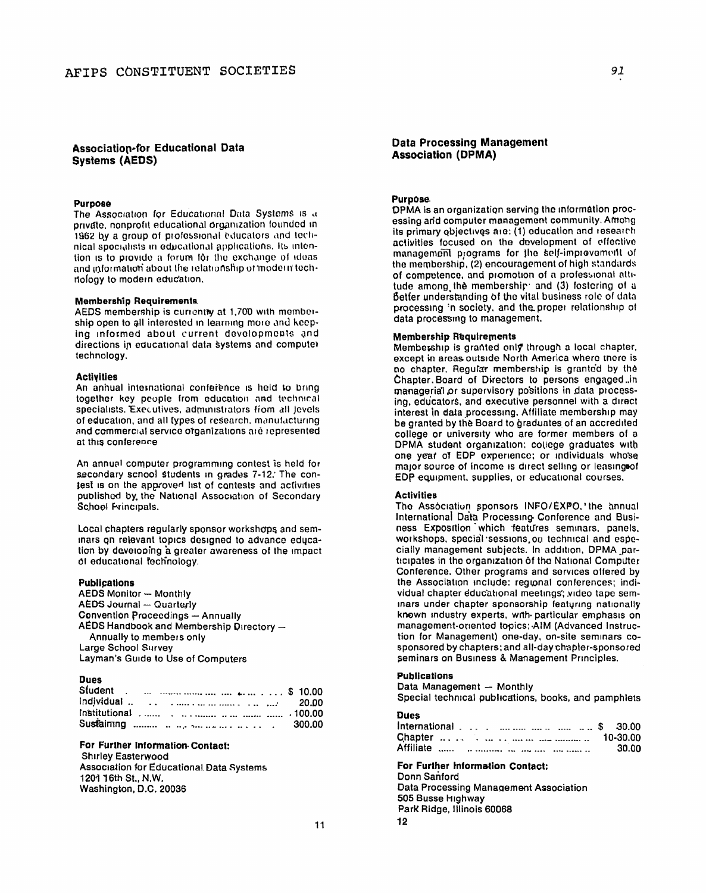## Association for Educational Data Systems (AEDS)

### Purpose

The Association for Educational Data Systems is a private, nonprofit educational organization founded in 1962 by a group of professional educators and technical specialists in educational applications. Its intention is to provide a forum for the exchange of ideas and information about the relationship of modern technology to modern education.

### Membership Requirements

AEDS membership is currently at 1,700 with membership open to all interested in learning more and keeping informed about current developments and directions in educational data systems and computer technology.

### Activities

An annual international conference is held to bring together key people from education and technical specialists. Executives, administrators from all levels of education, and all types of research, manufacturing and commercial service organizations are represented at this conference

An annual computer programming contest is held for secondary school students in grades 7-12. The contest is on the approved list of contests and activities published by the National Association of Secondary School Principals.

Local chapters regularly sponsor workshops and seminars on relevant topics designed to advance education by developing a greater awareness of the impact of educational technology.

### Publications

AEDS Monitor — Monthly
AEDS Journal — Quarterly
Convention Proceedings — Annually
AEDS Handbook and Membership Directory — Annually to members only
Large School Survey
Layman's Guide to Use of Computers

### Dues

| | |
|---|---|
| Student | $ 10.00 |
| Individual | 20.00 |
| Institutional | 100.00 |
| Sustaining | 300.00 |

### For Further Information Contact:

Shirley Easterwood
Association for Educational Data Systems
1201 16th St., N.W.
Washington, D.C. 20036

11

## Data Processing Management Association (DPMA)

### Purpose

DPMA is an organization serving the information processing and computer management community. Among its primary objectives are: (1) education and research activities focused on the development of effective management programs for the self-improvement of the membership, (2) encouragement of high standards of competence, and promotion of a professional attitude among the membership and (3) fostering of a better understanding of the vital business role of data processing in society, and the proper relationship of data processing to management.

### Membership Requirements

Membership is granted only through a local chapter, except in areas outside North America where there is no chapter. Regular membership is granted by the Chapter Board of Directors to persons engaged in managerial or supervisory positions in data processing, educators, and executive personnel with a direct interest in data processing. Affiliate membership may be granted by the Board to graduates of an accredited college or university who are former members of a DPMA student organization; college graduates with one year of EDP experience; or individuals whose major source of income is direct selling or leasing of EDP equipment, supplies, or educational courses.

### Activities

The Association sponsors INFO/EXPO, the annual International Data Processing Conference and Business Exposition which features seminars, panels, workshops, special sessions, on technical and especially management subjects. In addition, DPMA participates in the organization of the National Computer Conference. Other programs and services offered by the Association include: regional conferences; individual chapter educational meetings; video tape seminars under chapter sponsorship featuring nationally known industry experts, with particular emphasis on management-oriented topics; AIM (Advanced Instruction for Management) one-day, on-site seminars co-sponsored by chapters; and all-day chapter-sponsored seminars on Business & Management Principles.

### Publications

Data Management — Monthly
Special technical publications, books, and pamphlets

### Dues

| | |
|---|---|
| International | $ 30.00 |
| Chapter | 10-30.00 |
| Affiliate | 30.00 |

### For Further Information Contact:

Donn Sanford
Data Processing Management Association
505 Busse Highway
Park Ridge, Illinois 60068

12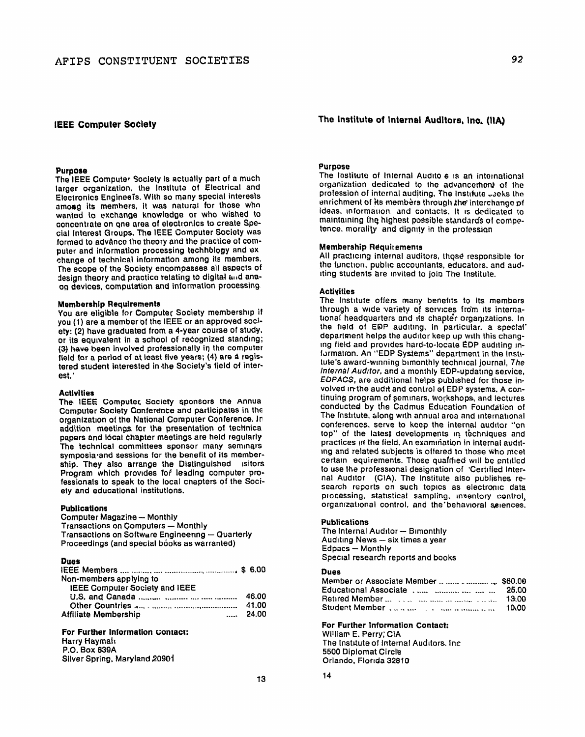## IEEE Computer Society

### Purpose

The IEEE Computer Society is actually part of a much larger organization, the Institute of Electrical and Electronics Engineers. With so many special interests among its members, it was natural for those who wanted to exchange knowledge or who wished to concentrate on one area of electronics to create Special Interest Groups. The IEEE Computer Society was formed to advance the theory and the practice of computer and information processing technology and exchange of technical information among its members. The scope of the Society encompasses all aspects of design theory and practice relating to digital and analog devices, computation and information processing

### Membership Requirements

You are eligible for Computer Society membership if you (1) are a member of the IEEE or an approved society; (2) have graduated from a 4-year course of study, or its equivalent in a school of recognized standing; (3) have been involved professionally in the computer field for a period of at least five years; (4) are a registered student interested in the Society's field of interest.

### Activities

The IEEE Computer Society sponsors the Annual Computer Society Conference and participates in the organization of the National Computer Conference. In addition meetings for the presentation of technical papers and local chapter meetings are held regularly. The technical committees sponsor many seminars symposia and sessions for the benefit of its membership. They also arrange the Distinguished Visitors Program which provides for leading computer professionals to speak to the local chapters of the Society and educational institutions.

### Publications

Computer Magazine — Monthly
Transactions on Computers — Monthly
Transactions on Software Engineering — Quarterly
Proceedings (and special books as warranted)

### Dues

| | |
|---|---|
| IEEE Members | $ 6.00 |
| Non-members applying to IEEE Computer Society and IEEE | |
| U.S. and Canada | 46.00 |
| Other Countries | 41.00 |
| Affiliate Membership | 24.00 |

### For Further Information Contact:

Harry Hayman
P.O. Box 639A
Silver Spring, Maryland 20901

## The Institute of Internal Auditors, Inc. (IIA)

### Purpose

The Institute of Internal Auditors is an international organization dedicated to the advancement of the profession of internal auditing. The Institute seeks the enrichment of its members through the interchange of ideas, information and contacts. It is dedicated to maintaining the highest possible standards of competence, morality and dignity in the profession

### Membership Requirements

All practicing internal auditors, those responsible for the function, public accountants, educators, and auditing students are invited to join The Institute.

### Activities

The Institute offers many benefits to its members through a wide variety of services from its international headquarters and its chapter organizations. In the field of EDP auditing, in particular, a special department helps the auditor keep up with this changing field and provides hard-to-locate EDP auditing information. An "EDP Systems" department in the Institute's award-winning bimonthly technical journal, *The Internal Auditor*, and a monthly EDP-updating service, *EDPACS*, are additional helps published for those involved in the audit and control of EDP systems. A continuing program of seminars, workshops, and lectures conducted by the Cadmus Education Foundation of The Institute, along with annual area and international conferences, serve to keep the internal auditor "on top" of the latest developments in techniques and practices in the field. An examination in internal auditing and related subjects is offered to those who meet certain requirements. Those qualified will be entitled to use the professional designation of Certified Internal Auditor (CIA). The Institute also publishes research reports on such topics as electronic data processing, statistical sampling, inventory control, organizational control, and the behavioral sciences.

### Publications

The Internal Auditor — Bimonthly
Auditing News — six times a year
Edpacs — Monthly
Special research reports and books

### Dues

| | |
|---|---|
| Member or Associate Member | $60.00 |
| Educational Associate | 25.00 |
| Retired Member | 13.00 |
| Student Member | 10.00 |

### For Further Information Contact:

William E. Perry, CIA
The Institute of Internal Auditors, Inc
5500 Diplomat Circle
Orlando, Florida 32810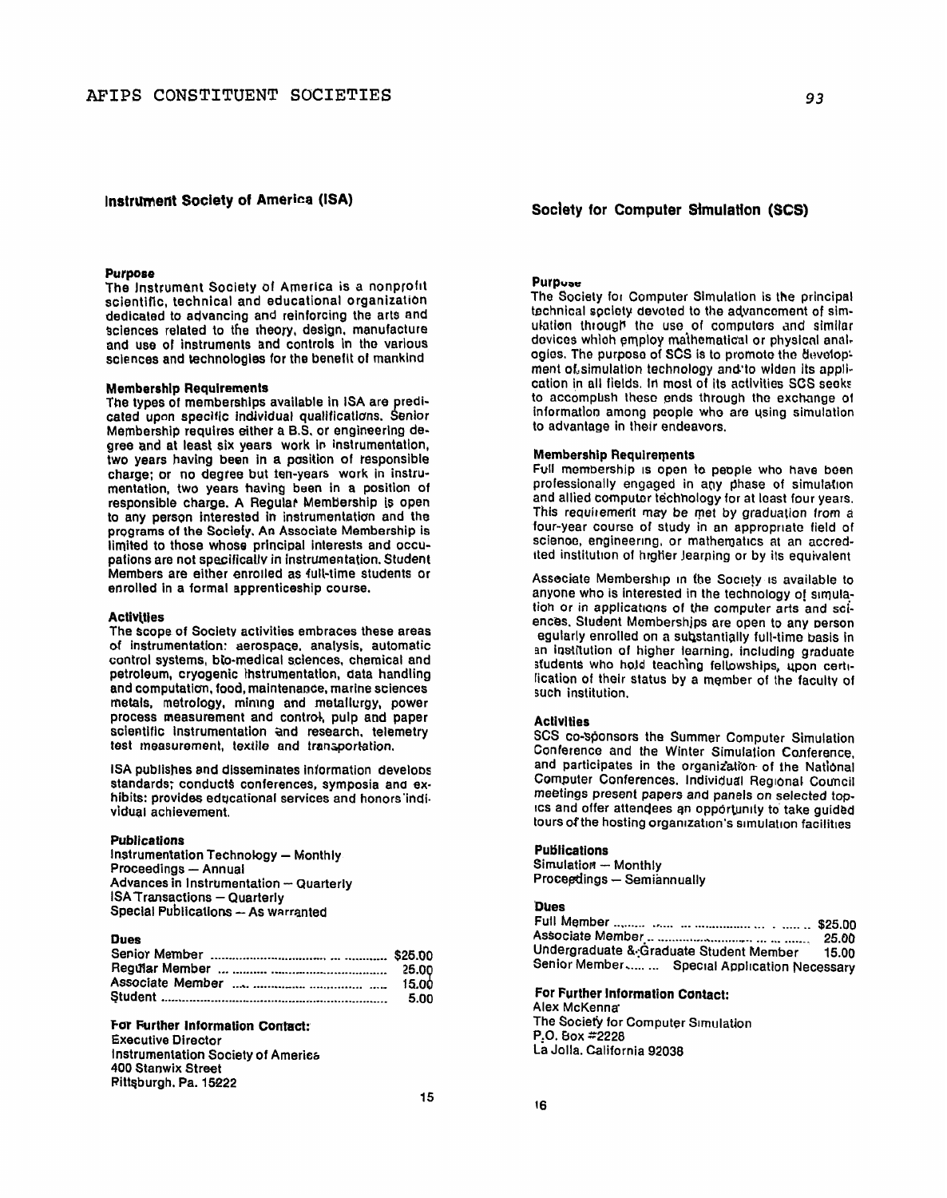## Instrument Society of America (ISA)

### Purpose

The Instrument Society of America is a nonprofit scientific, technical and educational organization dedicated to advancing and reinforcing the arts and sciences related to the theory, design, manufacture and use of instruments and controls in the various sciences and technologies for the benefit of mankind

### Membership Requirements

The types of memberships available in ISA are predicated upon specific individual qualifications. Senior Membership requires either a B.S. or engineering degree and at least six years work in instrumentation, two years having been in a position of responsible charge; or no degree but ten-years work in instrumentation, two years having been in a position of responsible charge. A Regular Membership is open to any person interested in instrumentation and the programs of the Society. An Associate Membership is limited to those whose principal interests and occupations are not specifically in instrumentation. Student Members are either enrolled as full-time students or enrolled in a formal apprenticeship course.

### Activities

The scope of Society activities embraces these areas of instrumentation: aerospace, analysis, automatic control systems, bio-medical sciences, chemical and petroleum, cryogenic instrumentation, data handling and computation, food, maintenance, marine sciences metals, metrology, mining and metallurgy, power process measurement and control, pulp and paper scientific instrumentation and research, telemetry test measurement, textile and transportation.

ISA publishes and disseminates information develops standards; conducts conferences, symposia and exhibits: provides educational services and honors individual achievement.

### Publications

Instrumentation Technology — Monthly
Proceedings — Annual
Advances in Instrumentation — Quarterly
ISA Transactions — Quarterly
Special Publications — As warranted

### Dues

| | |
|---|---|
| Senior Member | $25.00 |
| Regular Member | 25.00 |
| Associate Member | 15.00 |
| Student | 5.00 |

### For Further Information Contact:

Executive Director
Instrumentation Society of America
400 Stanwix Street
Pittsburgh, Pa. 15222

## Society for Computer Simulation (SCS)

### Purpose

The Society for Computer Simulation is the principal technical society devoted to the advancement of simulation through the use of computers and similar devices which employ mathematical or physical analogies. The purpose of SCS is to promote the development of simulation technology and to widen its application in all fields. In most of its activities SCS seeks to accomplish these ends through the exchange of information among people who are using simulation to advantage in their endeavors.

### Membership Requirements

Full membership is open to people who have been professionally engaged in any phase of simulation and allied computer technology for at least four years. This requirement may be met by graduation from a four-year course of study in an appropriate field of science, engineering, or mathematics at an accredited institution of higher learning or by its equivalent

Associate Membership in the Society is available to anyone who is interested in the technology of simulation or in applications of the computer arts and sciences. Student Memberships are open to any person regularly enrolled on a substantially full-time basis in an institution of higher learning, including graduate students who hold teaching fellowships, upon certification of their status by a member of the faculty of such institution.

### Activities

SCS co-sponsors the Summer Computer Simulation Conference and the Winter Simulation Conference, and participates in the organization of the National Computer Conferences. Individual Regional Council meetings present papers and panels on selected topics and offer attendees an opportunity to take guided tours of the hosting organization's simulation facilities

### Publications

Simulation — Monthly
Proceedings — Semiannually

### Dues

| | |
|---|---|
| Full Member | $25.00 |
| Associate Member | 25.00 |
| Undergraduate & Graduate Student Member | 15.00 |
| Senior Member | Special Application Necessary |

### For Further Information Contact:

Alex McKenna
The Society for Computer Simulation
P.O. Box #2228
La Jolla, California 92038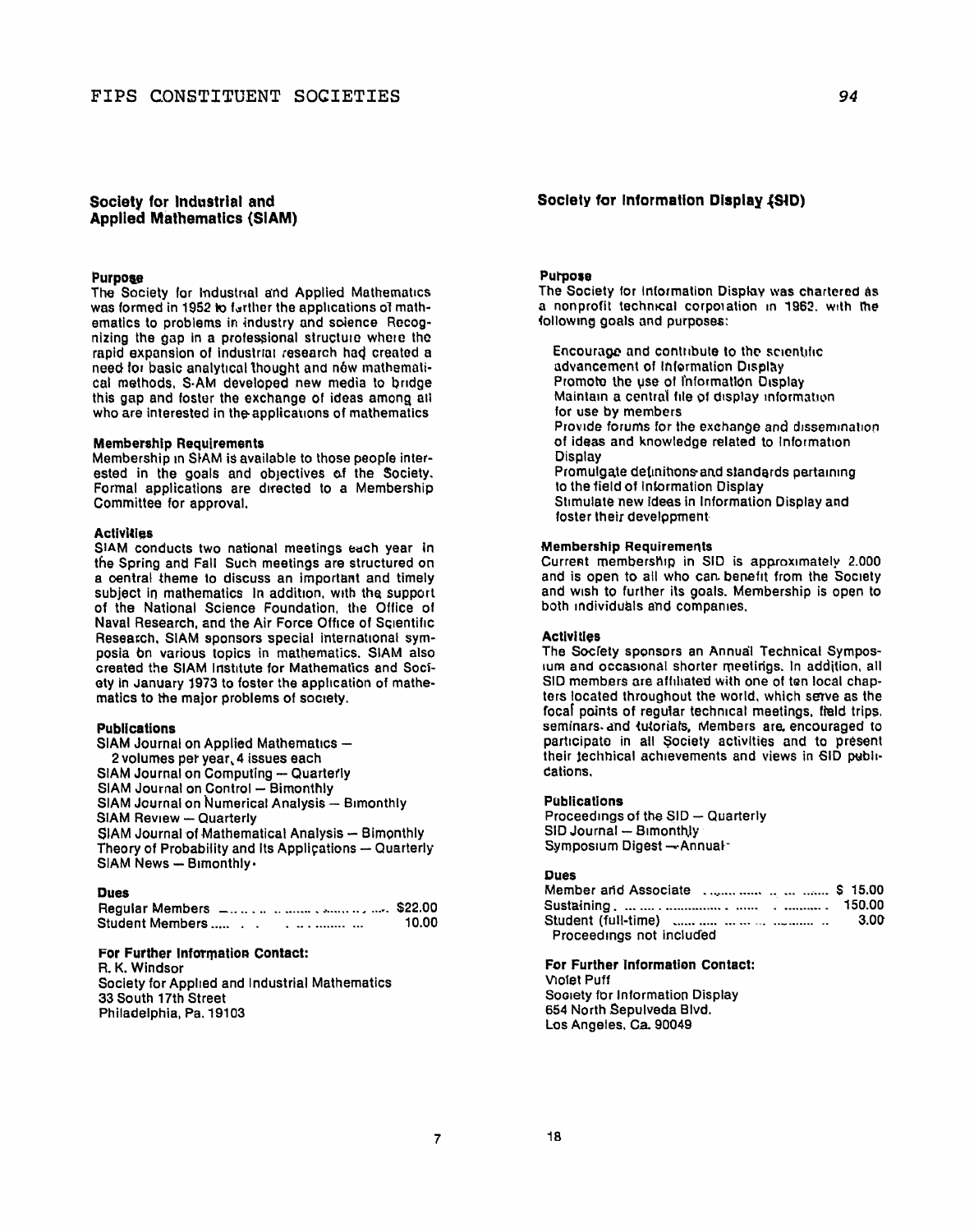## Society for Industrial and Applied Mathematics (SIAM)

### Purpose

The Society for Industrial and Applied Mathematics was formed in 1952 to further the applications of mathematics to problems in industry and science. Recognizing the gap in a professional structure where the rapid expansion of industrial research had created a need for basic analytical thought and new mathematical methods, SIAM developed new media to bridge this gap and foster the exchange of ideas among all who are interested in the applications of mathematics.

### Membership Requirements

Membership in SIAM is available to those people interested in the goals and objectives of the Society. Formal applications are directed to a Membership Committee for approval.

### Activities

SIAM conducts two national meetings each year in the Spring and Fall. Such meetings are structured on a central theme to discuss an important and timely subject in mathematics. In addition, with the support of the National Science Foundation, the Office of Naval Research, and the Air Force Office of Scientific Research, SIAM sponsors special international symposia on various topics in mathematics. SIAM also created the SIAM Institute for Mathematics and Society in January 1973 to foster the application of mathematics to the major problems of society.

### Publications

SIAM Journal on Applied Mathematics — 2 volumes per year, 4 issues each
SIAM Journal on Computing — Quarterly
SIAM Journal on Control — Bimonthly
SIAM Journal on Numerical Analysis — Bimonthly
SIAM Review — Quarterly
SIAM Journal of Mathematical Analysis — Bimonthly
Theory of Probability and Its Applications — Quarterly
SIAM News — Bimonthly

### Dues

| | |
|---|---|
| Regular Members | $22.00 |
| Student Members | 10.00 |

### For Further Information Contact:

R. K. Windsor
Society for Applied and Industrial Mathematics
33 South 17th Street
Philadelphia, Pa. 19103

## Society for Information Display (SID)

### Purpose

The Society for Information Display was chartered as a nonprofit technical corporation in 1962, with the following goals and purposes:

Encourage and contribute to the scientific advancement of Information Display
Promote the use of Information Display
Maintain a central file of display information for use by members
Provide forums for the exchange and dissemination of ideas and knowledge related to Information Display
Promulgate definitions and standards pertaining to the field of Information Display
Stimulate new ideas in Information Display and foster their development

### Membership Requirements

Current membership in SID is approximately 2,000 and is open to all who can benefit from the Society and wish to further its goals. Membership is open to both individuals and companies.

### Activities

The Society sponsors an Annual Technical Symposium and occasional shorter meetings. In addition, all SID members are affiliated with one of ten local chapters located throughout the world, which serve as the focal points of regular technical meetings, field trips, seminars and tutorials. Members are encouraged to participate in all Society activities and to present their technical achievements and views in SID publications.

### Publications

Proceedings of the SID — Quarterly
SID Journal — Bimonthly
Symposium Digest — Annual

### Dues

| | |
|---|---|
| Member and Associate | $ 15.00 |
| Sustaining | 150.00 |
| Student (full-time) | 3.00 |

Proceedings not included

### For Further Information Contact:

Violet Puff
Society for Information Display
654 North Sepulveda Blvd.
Los Angeles, Ca. 90049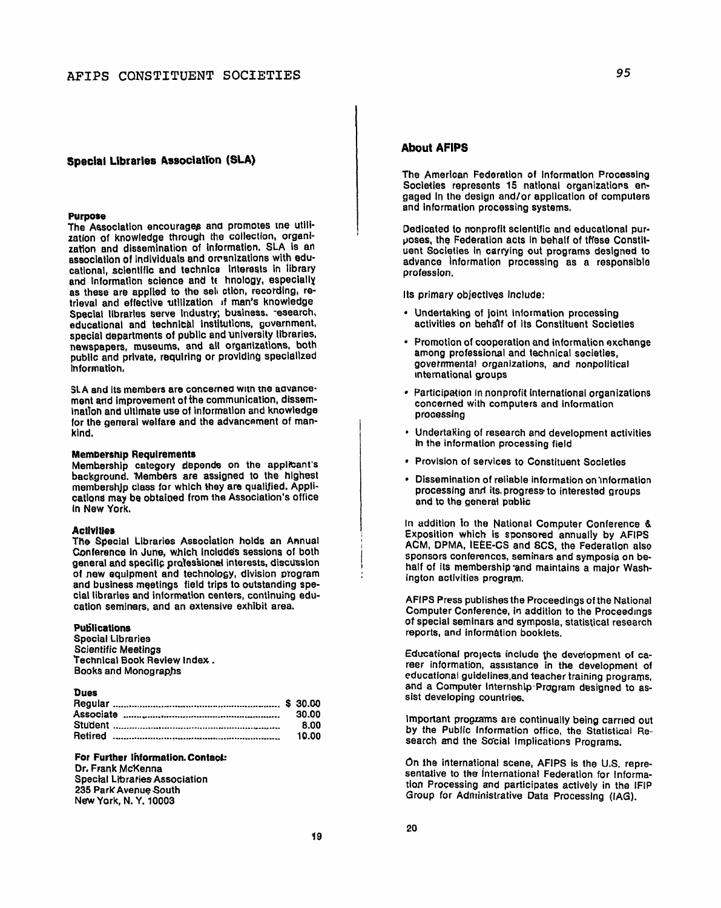## Special Libraries Association (SLA)

### Purpose

The Association encourages and promotes the utilization of knowledge through the collection, organization and dissemination of information. SLA is an association of individuals and organizations with educational, scientific and technical interests in library and information science and technology, especially as these are applied to the selection, recording, retrieval and effective utilization of man's knowledge Special libraries serve industry, business, research, educational and technical institutions, government, special departments of public and university libraries, newspapers, museums, and all organizations, both public and private, requiring or providing specialized information.

SLA and its members are concerned with the advancement and improvement of the communication, dissemination and ultimate use of information and knowledge for the general welfare and the advancement of mankind.

### Membership Requirements

Membership category depends on the applicant's background. Members are assigned to the highest membership class for which they are qualified. Applications may be obtained from the Association's office in New York.

### Activities

The Special Libraries Association holds an Annual Conference in June, which includes sessions of both general and specific professional interests, discussion of new equipment and technology, division program and business meetings field trips to outstanding special libraries and information centers, continuing education seminars, and an extensive exhibit area.

### Publications

Special Libraries
Scientific Meetings
Technical Book Review Index.
Books and Monographs

### Dues

| | |
|---|---|
| Regular | $ 30.00 |
| Associate | 30.00 |
| Student | 8.00 |
| Retired | 10.00 |

### For Further Information Contact:

Dr. Frank McKenna
Special Libraries Association
235 Park Avenue South
New York, N. Y. 10003

## About AFIPS

The American Federation of Information Processing Societies represents 15 national organizations engaged in the design and/or application of computers and information processing systems.

Dedicated to nonprofit scientific and educational purposes, the Federation acts in behalf of these Constituent Societies in carrying out programs designed to advance information processing as a responsible profession.

Its primary objectives include:

- Undertaking of joint information processing activities on behalf of its Constituent Societies
- Promotion of cooperation and information exchange among professional and technical societies, governmental organizations, and nonpolitical international groups
- Participation in nonprofit international organizations concerned with computers and information processing
- Undertaking of research and development activities in the information processing field
- Provision of services to Constituent Societies
- Dissemination of reliable information on information processing and its progress to interested groups and to the general public

In addition to the National Computer Conference & Exposition which is sponsored annually by AFIPS ACM, DPMA, IEEE-CS and SCS, the Federation also sponsors conferences, seminars and symposia on behalf of its membership and maintains a major Washington activities program.

AFIPS Press publishes the Proceedings of the National Computer Conference, in addition to the Proceedings of special seminars and symposia, statistical research reports, and information booklets.

Educational projects include the development of career information, assistance in the development of educational guidelines and teacher training programs, and a Computer Internship Program designed to assist developing countries.

Important programs are continually being carried out by the Public Information office, the Statistical Research and the Social Implications Programs.

On the international scene, AFIPS is the U.S. representative to the International Federation for Information Processing and participates actively in the IFIP Group for Administrative Data Processing (IAG).